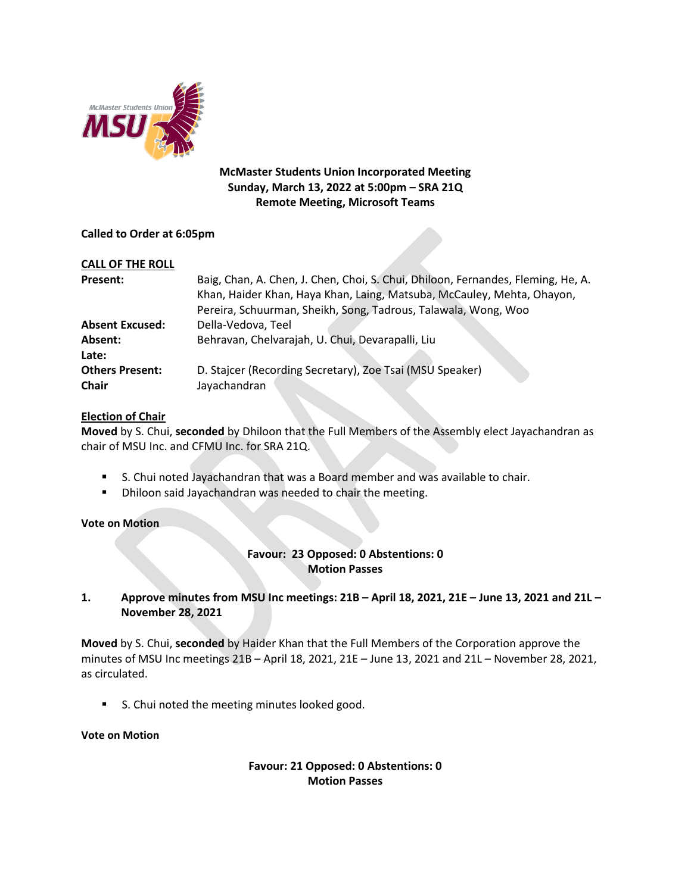**McMaster Students Union Incorporated Meeting**
**Sunday, March 13, 2022 at 5:00pm – SRA 21Q**
**Remote Meeting, Microsoft Teams**

**Called to Order at 6:05pm**

**CALL OF THE ROLL**

| | |
|---|---|
| **Present:** | Baig, Chan, A. Chen, J. Chen, Choi, S. Chui, Dhiloon, Fernandes, Fleming, He, A. Khan, Haider Khan, Haya Khan, Laing, Matsuba, McCauley, Mehta, Ohayon, Pereira, Schuurman, Sheikh, Song, Tadrous, Talawala, Wong, Woo |
| **Absent Excused:** | Della-Vedova, Teel |
| **Absent:** | Behravan, Chelvarajah, U. Chui, Devarapalli, Liu |
| **Late:** | |
| **Others Present:** | D. Stajcer (Recording Secretary), Zoe Tsai (MSU Speaker) |
| **Chair** | Jayachandran |

**Election of Chair**

**Moved** by S. Chui, **seconded** by Dhiloon that the Full Members of the Assembly elect Jayachandran as chair of MSU Inc. and CFMU Inc. for SRA 21Q.

- S. Chui noted Jayachandran that was a Board member and was available to chair.
- Dhiloon said Jayachandran was needed to chair the meeting.

**Vote on Motion**

**Favour: 23 Opposed: 0 Abstentions: 0**
**Motion Passes**

**1. Approve minutes from MSU Inc meetings: 21B – April 18, 2021, 21E – June 13, 2021 and 21L – November 28, 2021**

**Moved** by S. Chui, **seconded** by Haider Khan that the Full Members of the Corporation approve the minutes of MSU Inc meetings 21B – April 18, 2021, 21E – June 13, 2021 and 21L – November 28, 2021, as circulated.

- S. Chui noted the meeting minutes looked good.

**Vote on Motion**

**Favour: 21 Opposed: 0 Abstentions: 0**
**Motion Passes**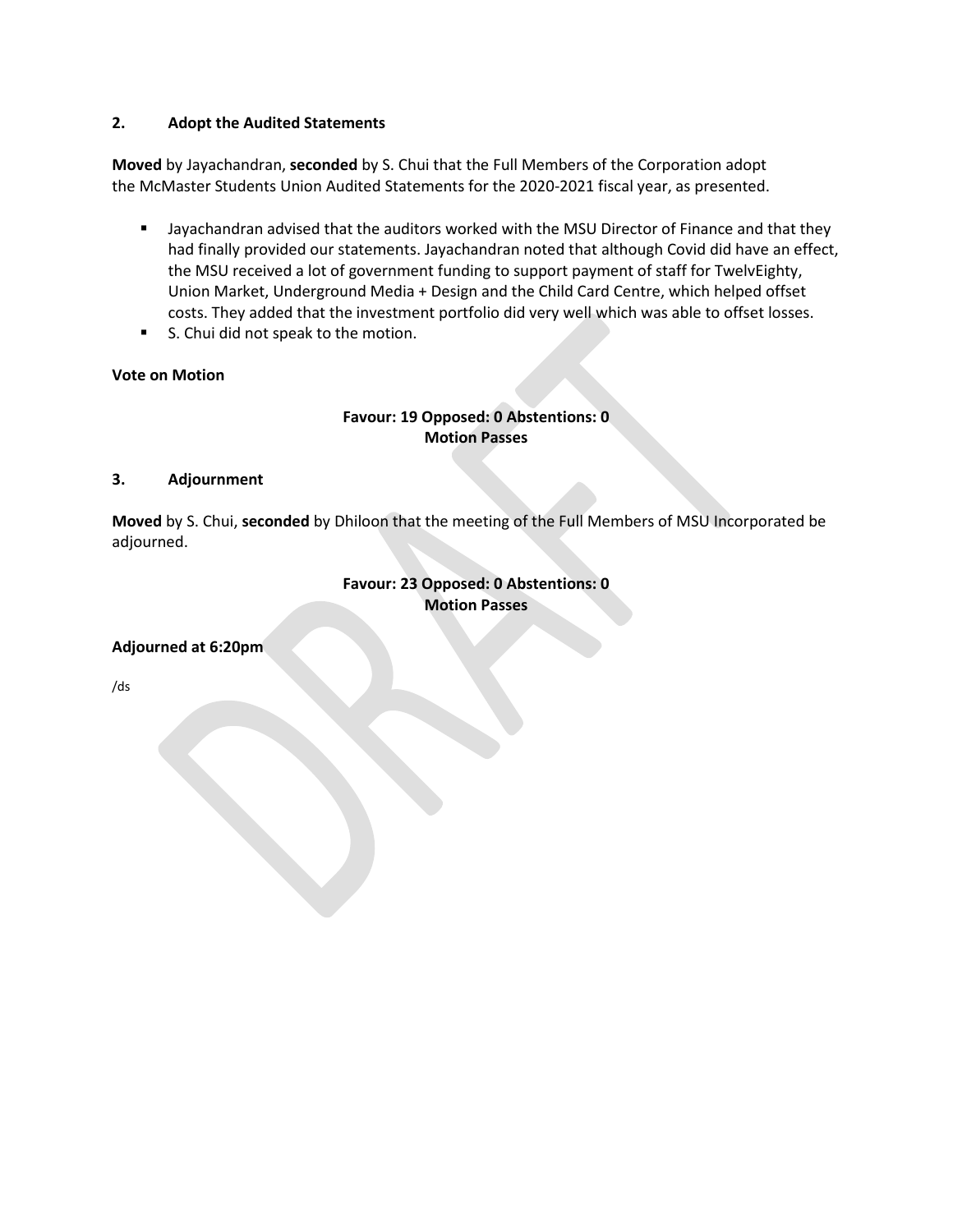## 2. Adopt the Audited Statements

**Moved** by Jayachandran, **seconded** by S. Chui that the Full Members of the Corporation adopt the McMaster Students Union Audited Statements for the 2020-2021 fiscal year, as presented.

- Jayachandran advised that the auditors worked with the MSU Director of Finance and that they had finally provided our statements. Jayachandran noted that although Covid did have an effect, the MSU received a lot of government funding to support payment of staff for TwelvEighty, Union Market, Underground Media + Design and the Child Card Centre, which helped offset costs. They added that the investment portfolio did very well which was able to offset losses.
- S. Chui did not speak to the motion.

**Vote on Motion**

**Favour: 19 Opposed: 0 Abstentions: 0**
**Motion Passes**

## 3. Adjournment

**Moved** by S. Chui, **seconded** by Dhiloon that the meeting of the Full Members of MSU Incorporated be adjourned.

**Favour: 23 Opposed: 0 Abstentions: 0**
**Motion Passes**

**Adjourned at 6:20pm**

/ds